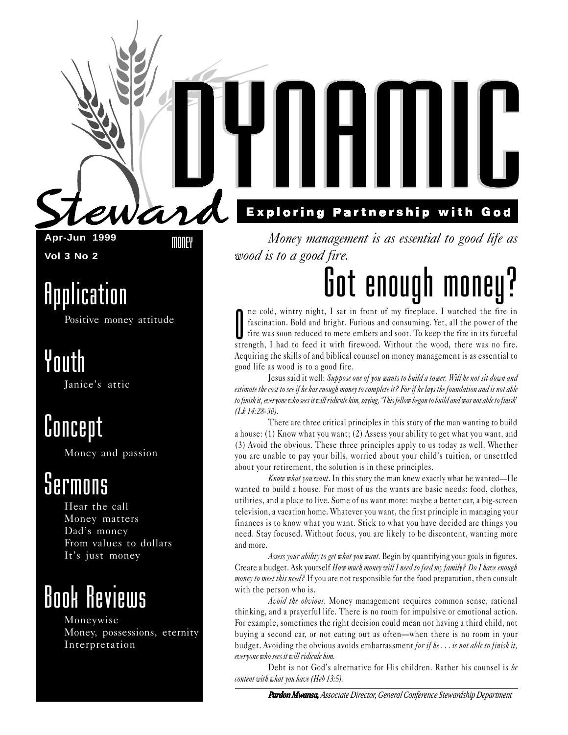# Dynamic Steward

**Exploring Partnership with God**

**Apr-Jun 1999** MONEY

**Vol 3 No 2**

## Application

Positive money attitude

## Youth

Janice's attic

## Concept

Money and passion

## Sermons

Hear the call
Money matters
Dad's money
From values to dollars
It's just money

## Book Reviews

Moneywise
Money, possessions, eternity
Interpretation

*Money management is as essential to good life as wood is to a good fire.*

# Got enough money?

One cold, wintry night, I sat in front of my fireplace. I watched the fire in fascination. Bold and bright. Furious and consuming. Yet, all the power of the fire was soon reduced to mere embers and soot. To keep the fire in its forceful strength, I had to feed it with firewood. Without the wood, there was no fire. Acquiring the skills of and biblical counsel on money management is as essential to good life as wood is to a good fire.

Jesus said it well: *Suppose one of you wants to build a tower. Will he not sit down and estimate the cost to see if he has enough money to complete it? For if he lays the foundation and is not able to finish it, everyone who sees it will ridicule him, saying, 'This fellow began to build and was not able to finish' (Lk 14:28-30).*

There are three critical principles in this story of the man wanting to build a house: (1) Know what you want; (2) Assess your ability to get what you want, and (3) Avoid the obvious. These three principles apply to us today as well. Whether you are unable to pay your bills, worried about your child's tuition, or unsettled about your retirement, the solution is in these principles.

*Know what you want*. In this story the man knew exactly what he wanted—He wanted to build a house. For most of us the wants are basic needs: food, clothes, utilities, and a place to live. Some of us want more: maybe a better car, a big-screen television, a vacation home. Whatever you want, the first principle in managing your finances is to know what you want. Stick to what you have decided are things you need. Stay focused. Without focus, you are likely to be discontent, wanting more and more.

*Assess your ability to get what you want.* Begin by quantifying your goals in figures. Create a budget. Ask yourself *How much money will I need to feed my family? Do I have enough money to meet this need?* If you are not responsible for the food preparation, then consult with the person who is.

*Avoid the obvious.* Money management requires common sense, rational thinking, and a prayerful life. There is no room for impulsive or emotional action. For example, sometimes the right decision could mean not having a third child, not buying a second car, or not eating out as often—when there is no room in your budget. Avoiding the obvious avoids embarrassment *for if he . . . is not able to finish it, everyone who sees it will ridicule him.*

Debt is not God's alternative for His children. Rather his counsel is *be content with what you have (Heb 13:5).*

***Pardon Mwansa,*** *Associate Director, General Conference Stewardship Department*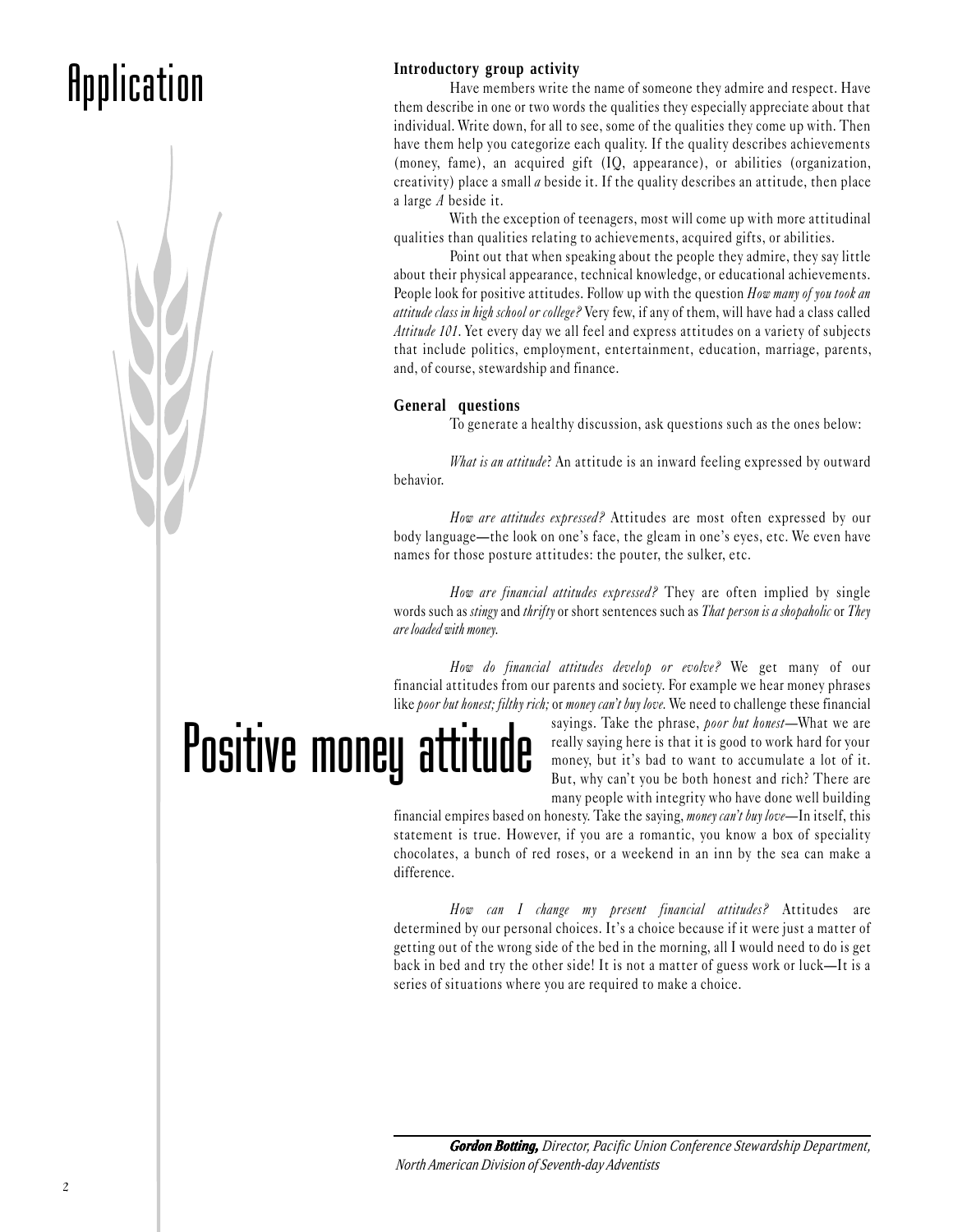# Application

# Positive money attitude

**Introductory group activity**

Have members write the name of someone they admire and respect. Have them describe in one or two words the qualities they especially appreciate about that individual. Write down, for all to see, some of the qualities they come up with. Then have them help you categorize each quality. If the quality describes achievements (money, fame), an acquired gift (IQ, appearance), or abilities (organization, creativity) place a small *a* beside it. If the quality describes an attitude, then place a large *A* beside it.

With the exception of teenagers, most will come up with more attitudinal qualities than qualities relating to achievements, acquired gifts, or abilities.

Point out that when speaking about the people they admire, they say little about their physical appearance, technical knowledge, or educational achievements. People look for positive attitudes. Follow up with the question *How many of you took an attitude class in high school or college?* Very few, if any of them, will have had a class called *Attitude 101*. Yet every day we all feel and express attitudes on a variety of subjects that include politics, employment, entertainment, education, marriage, parents, and, of course, stewardship and finance.

**General questions**

To generate a healthy discussion, ask questions such as the ones below:

*What is an attitude*? An attitude is an inward feeling expressed by outward behavior.

*How are attitudes expressed?* Attitudes are most often expressed by our body language—the look on one's face, the gleam in one's eyes, etc. We even have names for those posture attitudes: the pouter, the sulker, etc.

*How are financial attitudes expressed?* They are often implied by single words such as *stingy* and *thrifty* or short sentences such as *That person is a shopaholic* or *They are loaded with money.*

*How do financial attitudes develop or evolve?* We get many of our financial attitudes from our parents and society. For example we hear money phrases like *poor but honest; filthy rich;* or *money can't buy love.* We need to challenge these financial sayings. Take the phrase, *poor but honest*—What we are really saying here is that it is good to work hard for your money, but it's bad to want to accumulate a lot of it. But, why can't you be both honest and rich? There are many people with integrity who have done well building financial empires based on honesty. Take the saying, *money can't buy love*—In itself, this statement is true. However, if you are a romantic, you know a box of speciality chocolates, a bunch of red roses, or a weekend in an inn by the sea can make a difference.

*How can I change my present financial attitudes?* Attitudes are determined by our personal choices. It's a choice because if it were just a matter of getting out of the wrong side of the bed in the morning, all I would need to do is get back in bed and try the other side! It is not a matter of guess work or luck—It is a series of situations where you are required to make a choice.

---

***Gordon Botting,*** *Director, Pacific Union Conference Stewardship Department, North American Division of Seventh-day Adventists*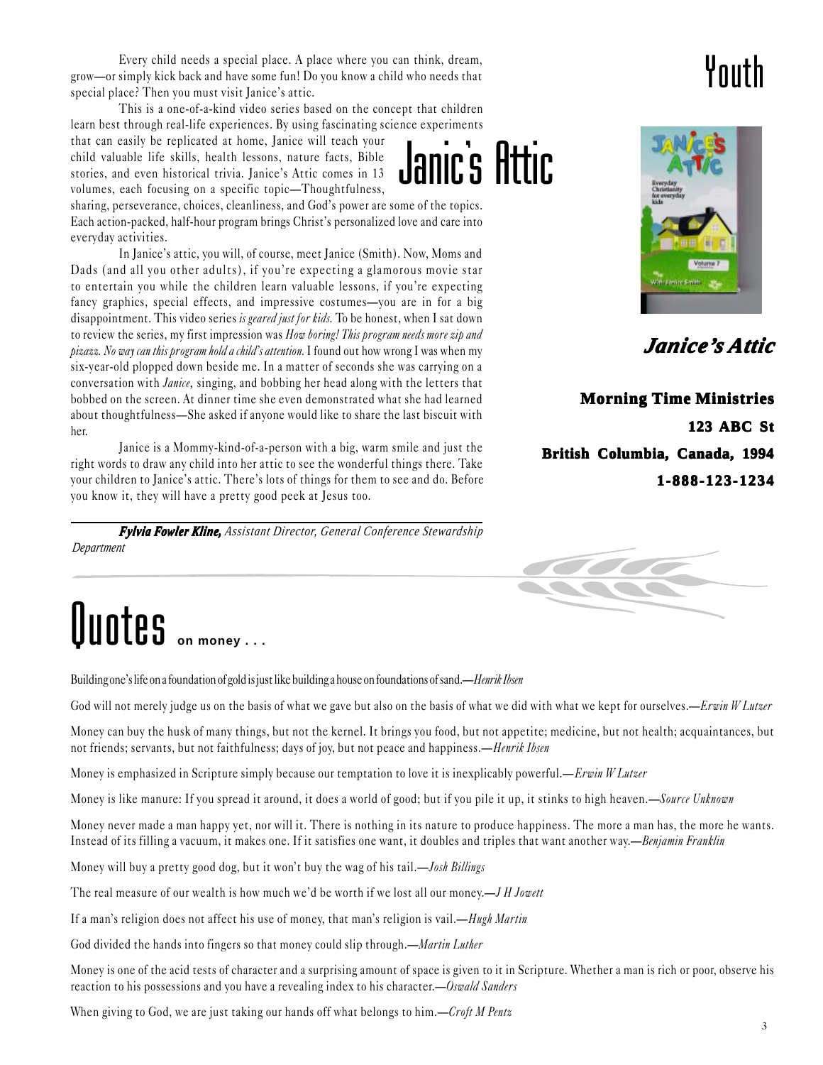# Youth

## Janic's Attic

Every child needs a special place. A place where you can think, dream, grow—or simply kick back and have some fun! Do you know a child who needs that special place? Then you must visit Janice's attic.

This is a one-of-a-kind video series based on the concept that children learn best through real-life experiences. By using fascinating science experiments that can easily be replicated at home, Janice will teach your child valuable life skills, health lessons, nature facts, Bible stories, and even historical trivia. Janice's Attic comes in 13 volumes, each focusing on a specific topic—Thoughtfulness, sharing, perseverance, choices, cleanliness, and God's power are some of the topics. Each action-packed, half-hour program brings Christ's personalized love and care into everyday activities.

In Janice's attic, you will, of course, meet Janice (Smith). Now, Moms and Dads (and all you other adults), if you're expecting a glamorous movie star to entertain you while the children learn valuable lessons, if you're expecting fancy graphics, special effects, and impressive costumes—you are in for a big disappointment. This video series *is geared just for kids.* To be honest, when I sat down to review the series, my first impression was *How boring! This program needs more zip and pizazz. No way can this program hold a child's attention.* I found out how wrong I was when my six-year-old plopped down beside me. In a matter of seconds she was carrying on a conversation with *Janice,* singing, and bobbing her head along with the letters that bobbed on the screen. At dinner time she even demonstrated what she had learned about thoughtfulness—She asked if anyone would like to share the last biscuit with her.

Janice is a Mommy-kind-of-a-person with a big, warm smile and just the right words to draw any child into her attic to see the wonderful things there. Take your children to Janice's attic. There's lots of things for them to see and do. Before you know it, they will have a pretty good peek at Jesus too.

***Fylvia Fowler Kline,*** *Assistant Director, General Conference Stewardship Department*

***Janice's Attic***

**Morning Time Ministries**
**123 ABC St**
**British Columbia, Canada, 1994**
**1-888-123-1234**

# Quotes on money . . .

Building one's life on a foundation of gold is just like building a house on foundations of sand.—*Henrik Ibsen*

God will not merely judge us on the basis of what we gave but also on the basis of what we did with what we kept for ourselves.—*Erwin W Lutzer*

Money can buy the husk of many things, but not the kernel. It brings you food, but not appetite; medicine, but not health; acquaintances, but not friends; servants, but not faithfulness; days of joy, but not peace and happiness.—*Henrik Ibsen*

Money is emphasized in Scripture simply because our temptation to love it is inexplicably powerful.—*Erwin W Lutzer*

Money is like manure: If you spread it around, it does a world of good; but if you pile it up, it stinks to high heaven.—*Source Unknown*

Money never made a man happy yet, nor will it. There is nothing in its nature to produce happiness. The more a man has, the more he wants. Instead of its filling a vacuum, it makes one. If it satisfies one want, it doubles and triples that want another way.—*Benjamin Franklin*

Money will buy a pretty good dog, but it won't buy the wag of his tail.—*Josh Billings*

The real measure of our wealth is how much we'd be worth if we lost all our money.—*J H Jowett*

If a man's religion does not affect his use of money, that man's religion is vail.—*Hugh Martin*

God divided the hands into fingers so that money could slip through.—*Martin Luther*

Money is one of the acid tests of character and a surprising amount of space is given to it in Scripture. Whether a man is rich or poor, observe his reaction to his possessions and you have a revealing index to his character.—*Oswald Sanders*

When giving to God, we are just taking our hands off what belongs to him.—*Croft M Pentz*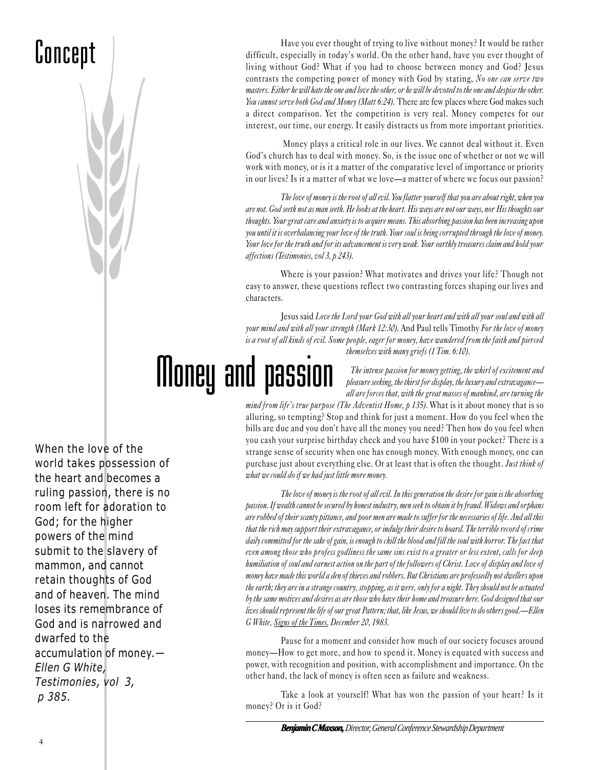# Concept

# Money and passion

Have you ever thought of trying to live without money? It would be rather difficult, especially in today's world. On the other hand, have you ever thought of living without God? What if you had to choose between money and God? Jesus contrasts the competing power of money with God by stating, *No one can serve two masters. Either he will hate the one and love the other, or he will be devoted to the one and despise the other. You cannot serve both God and Money (Matt 6:24).* There are few places where God makes such a direct comparison. Yet the competition is very real. Money competes for our interest, our time, our energy. It easily distracts us from more important priorities.

Money plays a critical role in our lives. We cannot deal without it. Even God's church has to deal with money. So, is the issue one of whether or not we will work with money, or is it a matter of the comparative level of importance or priority in our lives? Is it a matter of what we love—a matter of where we focus our passion?

*The love of money is the root of all evil. You flatter yourself that you are about right, when you are not. God seeth not as man seeth. He looks at the heart. His ways are not our ways, nor His thoughts our thoughts. Your great care and anxiety is to acquire means. This absorbing passion has been increasing upon you until it is overbalancing your love of the truth. Your soul is being corrupted through the love of money. Your love for the truth and for its advancement is very weak. Your earthly treasures claim and hold your affections (Testimonies, vol 3, p 243).*

Where is your passion? What motivates and drives your life? Though not easy to answer, these questions reflect two contrasting forces shaping our lives and characters.

Jesus said *Love the Lord your God with all your heart and with all your soul and with all your mind and with all your strength (Mark 12:30).* And Paul tells Timothy *For the love of money is a root of all kinds of evil. Some people, eager for money, have wandered from the faith and pierced themselves with many griefs (1 Tim. 6:10).*

*The intense passion for money getting, the whirl of excitement and pleasure seeking, the thirst for display, the luxury and extravagance—all are forces that, with the great masses of mankind, are turning the mind from life's true purpose (The Adventist Home, p 135).* What is it about money that is so alluring, so tempting? Stop and think for just a moment. How do you feel when the bills are due and you don't have all the money you need? Then how do you feel when you cash your surprise birthday check and you have $100 in your pocket? There is a strange sense of security when one has enough money. With enough money, one can purchase just about everything else. Or at least that is often the thought. *Just think of what we could do if we had just little more money.*

*The love of money is the root of all evil. In this generation the desire for gain is the absorbing passion. If wealth cannot be secured by honest industry, men seek to obtain it by fraud. Widows and orphans are robbed of their scanty pittance, and poor men are made to suffer for the necessaries of life. And all this that the rich may support their extravagance, or indulge their desire to hoard. The terrible record of crime daily committed for the sake of gain, is enough to chill the blood and fill the soul with horror. The fact that even among those who profess godliness the same sins exist to a greater or less extent, calls for deep humiliation of soul and earnest action on the part of the followers of Christ. Love of display and love of money have made this world a den of thieves and robbers. But Christians are professedly not dwellers upon the earth; they are in a strange country, stopping, as it were, only for a night. They should not be actuated by the same motives and desires as are those who have their home and treasure here. God designed that our lives should represent the life of our great Pattern; that, like Jesus, we should live to do others good.—Ellen G White, Signs of the Times, December 20, 1983.*

Pause for a moment and consider how much of our society focuses around money—How to get more, and how to spend it. Money is equated with success and power, with recognition and position, with accomplishment and importance. On the other hand, the lack of money is often seen as failure and weakness.

Take a look at yourself! What has won the passion of your heart? Is it money? Or is it God?

***Benjamin C Maxson,*** *Director, General Conference Stewardship Department*

When the love of the world takes possession of the heart and becomes a ruling passion, there is no room left for adoration to God; for the higher powers of the mind submit to the slavery of mammon, and cannot retain thoughts of God and of heaven. The mind loses its remembrance of God and is narrowed and dwarfed to the accumulation of money.—*Ellen G White, Testimonies, vol 3, p 385.*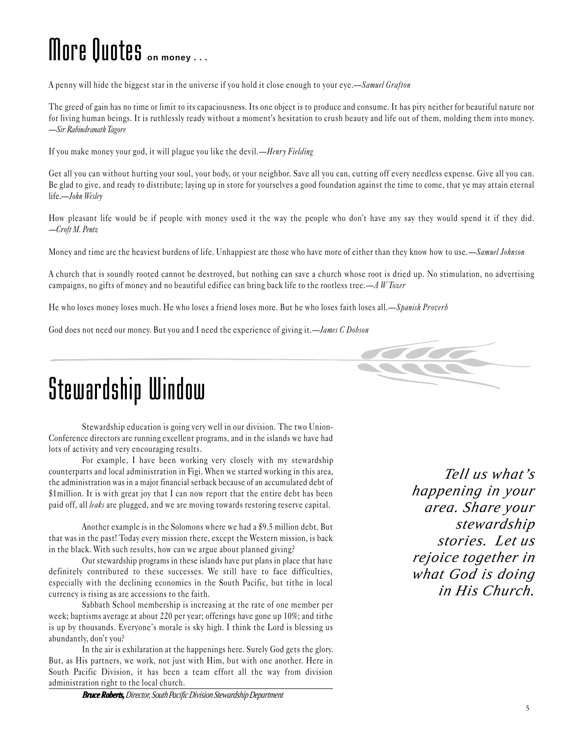# More Quotes on money . . .

A penny will hide the biggest star in the universe if you hold it close enough to your eye.—*Samuel Grafton*

The greed of gain has no time or limit to its capaciousness. Its one object is to produce and consume. It has pity neither for beautiful nature nor for living human beings. It is ruthlessly ready without a moment's hesitation to crush beauty and life out of them, molding them into money. —*Sir Rabindranath Tagore*

If you make money your god, it will plague you like the devil.—*Henry Fielding*

Get all you can without hurting your soul, your body, or your neighbor. Save all you can, cutting off every needless expense. Give all you can. Be glad to give, and ready to distribute; laying up in store for yourselves a good foundation against the time to come, that ye may attain eternal life.—*John Wesley*

How pleasant life would be if people with money used it the way the people who don't have any say they would spend it if they did. —*Croft M. Pentz*

Money and time are the heaviest burdens of life. Unhappiest are those who have more of either than they know how to use.—*Samuel Johnson*

A church that is soundly rooted cannot be destroyed, but nothing can save a church whose root is dried up. No stimulation, no advertising campaigns, no gifts of money and no beautiful edifice can bring back life to the rootless tree.—*A W Tozer*

He who loses money loses much. He who loses a friend loses more. But he who loses faith loses all.—*Spanish Proverb*

God does not need our money. But you and I need the experience of giving it.—*James C Dobson*

# Stewardship Window

Stewardship education is going very well in our division. The two Union-Conference directors are running excellent programs, and in the islands we have had lots of activity and very encouraging results.

For example, I have been working very closely with my stewardship counterparts and local administration in Figi. When we started working in this area, the administration was in a major financial setback because of an accumulated debt of $1million. It is with great joy that I can now report that the entire debt has been paid off, all *leaks* are plugged, and we are moving towards restoring reserve capital.

Another example is in the Solomons where we had a $9.5 million debt. But that was in the past! Today every mission there, except the Western mission, is back in the black. With such results, how can we argue about planned giving?

Our stewardship programs in these islands have put plans in place that have definitely contributed to these successes. We still have to face difficulties, especially with the declining economies in the South Pacific, but tithe in local currency is rising as are accessions to the faith.

Sabbath School membership is increasing at the rate of one member per week; baptisms average at about 220 per year; offerings have gone up 10%; and tithe is up by thousands. Everyone's morale is sky high. I think the Lord is blessing us abundantly, don't you?

In the air is exhilaration at the happenings here. Surely God gets the glory. But, as His partners, we work, not just with Him, but with one another. Here in South Pacific Division, it has been a team effort all the way from division administration right to the local church.

***Bruce Roberts,*** *Director, South Pacific Division Stewardship Department*

*Tell us what's happening in your area. Share your stewardship stories. Let us rejoice together in what God is doing in His Church.*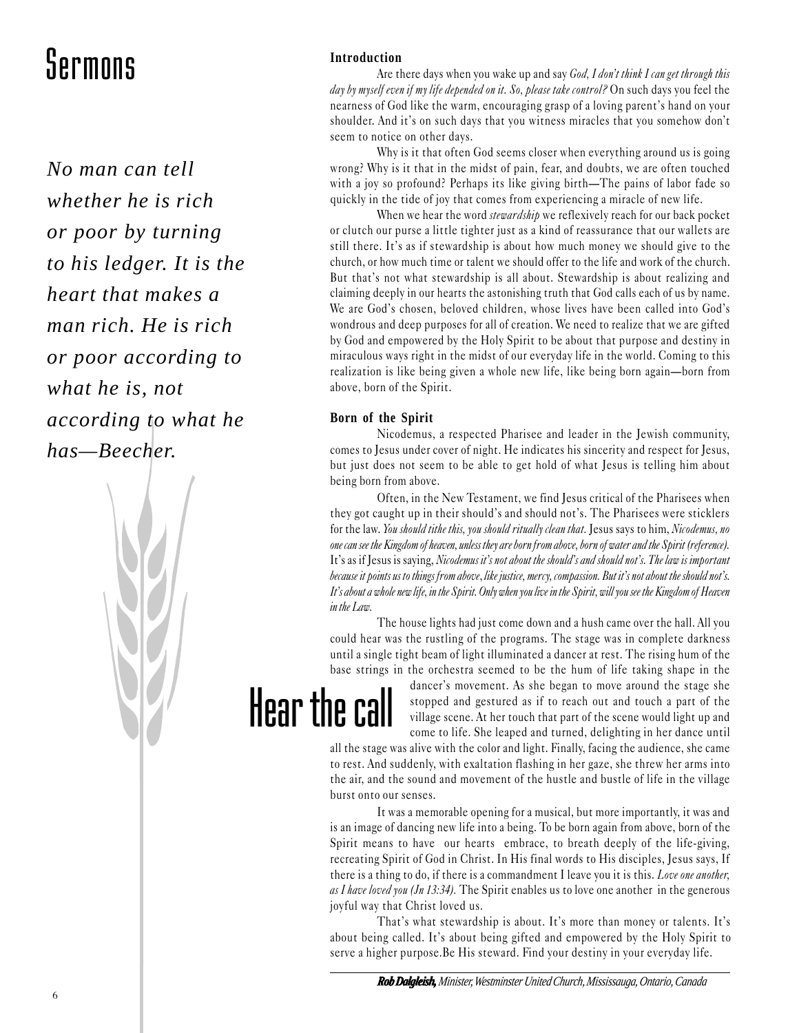# Sermons

*No man can tell whether he is rich or poor by turning to his ledger. It is the heart that makes a man rich. He is rich or poor according to what he is, not according to what he has—Beecher.*

# Hear the call

**Introduction**

Are there days when you wake up and say *God, I don't think I can get through this day by myself even if my life depended on it. So, please take control?* On such days you feel the nearness of God like the warm, encouraging grasp of a loving parent's hand on your shoulder. And it's on such days that you witness miracles that you somehow don't seem to notice on other days.

Why is it that often God seems closer when everything around us is going wrong? Why is it that in the midst of pain, fear, and doubts, we are often touched with a joy so profound? Perhaps its like giving birth—The pains of labor fade so quickly in the tide of joy that comes from experiencing a miracle of new life.

When we hear the word *stewardship* we reflexively reach for our back pocket or clutch our purse a little tighter just as a kind of reassurance that our wallets are still there. It's as if stewardship is about how much money we should give to the church, or how much time or talent we should offer to the life and work of the church. But that's not what stewardship is all about. Stewardship is about realizing and claiming deeply in our hearts the astonishing truth that God calls each of us by name. We are God's chosen, beloved children, whose lives have been called into God's wondrous and deep purposes for all of creation. We need to realize that we are gifted by God and empowered by the Holy Spirit to be about that purpose and destiny in miraculous ways right in the midst of our everyday life in the world. Coming to this realization is like being given a whole new life, like being born again—born from above, born of the Spirit.

**Born of the Spirit**

Nicodemus, a respected Pharisee and leader in the Jewish community, comes to Jesus under cover of night. He indicates his sincerity and respect for Jesus, but just does not seem to be able to get hold of what Jesus is telling him about being born from above.

Often, in the New Testament, we find Jesus critical of the Pharisees when they got caught up in their should's and should not's. The Pharisees were sticklers for the law. *You should tithe this, you should ritually clean that.* Jesus says to him, *Nicodemus, no one can see the Kingdom of heaven, unless they are born from above, born of water and the Spirit (reference).* It's as if Jesus is saying, *Nicodemus it's not about the should's and should not's. The law is important because it points us to things from above, like justice, mercy, compassion. But it's not about the should not's. It's about a whole new life, in the Spirit. Only when you live in the Spirit, will you see the Kingdom of Heaven in the Law.*

The house lights had just come down and a hush came over the hall. All you could hear was the rustling of the programs. The stage was in complete darkness until a single tight beam of light illuminated a dancer at rest. The rising hum of the base strings in the orchestra seemed to be the hum of life taking shape in the dancer's movement. As she began to move around the stage she stopped and gestured as if to reach out and touch a part of the village scene. At her touch that part of the scene would light up and come to life. She leaped and turned, delighting in her dance until all the stage was alive with the color and light. Finally, facing the audience, she came to rest. And suddenly, with exaltation flashing in her gaze, she threw her arms into the air, and the sound and movement of the hustle and bustle of life in the village burst onto our senses.

It was a memorable opening for a musical, but more importantly, it was and is an image of dancing new life into a being. To be born again from above, born of the Spirit means to have our hearts embrace, to breath deeply of the life-giving, recreating Spirit of God in Christ. In His final words to His disciples, Jesus says, If there is a thing to do, if there is a commandment I leave you it is this. *Love one another, as I have loved you (Jn 13:34).* The Spirit enables us to love one another in the generous joyful way that Christ loved us.

That's what stewardship is about. It's more than money or talents. It's about being called. It's about being gifted and empowered by the Holy Spirit to serve a higher purpose.Be His steward. Find your destiny in your everyday life.

***Rob Dalgleish,*** *Minister, Westminster United Church, Mississauga, Ontario, Canada*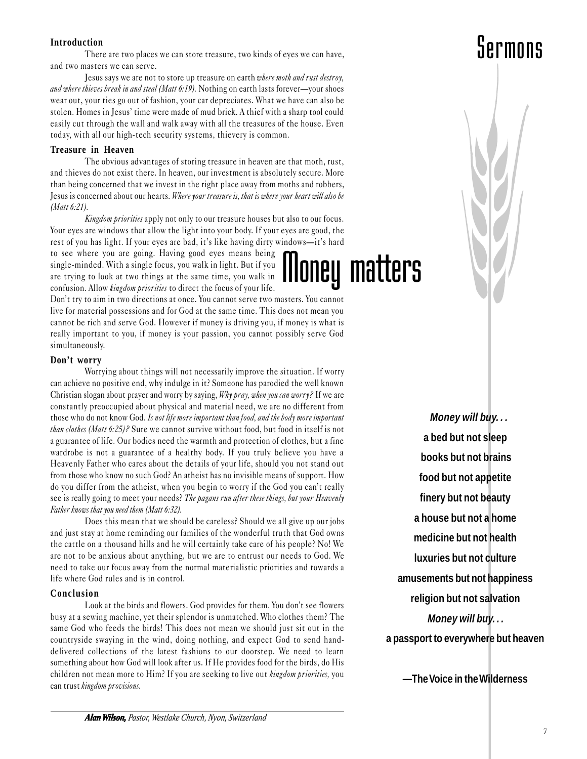# Money matters

### Introduction

There are two places we can store treasure, two kinds of eyes we can have, and two masters we can serve.

Jesus says we are not to store up treasure on earth *where moth and rust destroy, and where thieves break in and steal (Matt 6:19).* Nothing on earth lasts forever—your shoes wear out, your ties go out of fashion, your car depreciates. What we have can also be stolen. Homes in Jesus' time were made of mud brick. A thief with a sharp tool could easily cut through the wall and walk away with all the treasures of the house. Even today, with all our high-tech security systems, thievery is common.

### Treasure in Heaven

The obvious advantages of storing treasure in heaven are that moth, rust, and thieves do not exist there. In heaven, our investment is absolutely secure. More than being concerned that we invest in the right place away from moths and robbers, Jesus is concerned about our hearts. *Where your treasure is, that is where your heart will also be (Matt 6:21).*

*Kingdom priorities* apply not only to our treasure houses but also to our focus. Your eyes are windows that allow the light into your body. If your eyes are good, the rest of you has light. If your eyes are bad, it's like having dirty windows—it's hard to see where you are going. Having good eyes means being single-minded. With a single focus, you walk in light. But if you are trying to look at two things at the same time, you walk in confusion. Allow *kingdom priorities* to direct the focus of your life. Don't try to aim in two directions at once. You cannot serve two masters. You cannot live for material possessions and for God at the same time. This does not mean you cannot be rich and serve God. However if money is driving you, if money is what is really important to you, if money is your passion, you cannot possibly serve God simultaneously.

### Don't worry

Worrying about things will not necessarily improve the situation. If worry can achieve no positive end, why indulge in it? Someone has parodied the well known Christian slogan about prayer and worry by saying, *Why pray, when you can worry?* If we are constantly preoccupied about physical and material need, we are no different from those who do not know God. *Is not life more important than food, and the body more important than clothes (Matt 6:25)?* Sure we cannot survive without food, but food in itself is not a guarantee of life. Our bodies need the warmth and protection of clothes, but a fine wardrobe is not a guarantee of a healthy body. If you truly believe you have a Heavenly Father who cares about the details of your life, should you not stand out from those who know no such God? An atheist has no invisible means of support. How do you differ from the atheist, when you begin to worry if the God you can't really see is really going to meet your needs? *The pagans run after these things, but your Heavenly Father knows that you need them (Matt 6:32).*

Does this mean that we should be careless? Should we all give up our jobs and just stay at home reminding our families of the wonderful truth that God owns the cattle on a thousand hills and he will certainly take care of his people? No! We are not to be anxious about anything, but we are to entrust our needs to God. We need to take our focus away from the normal materialistic priorities and towards a life where God rules and is in control.

### Conclusion

Look at the birds and flowers. God provides for them. You don't see flowers busy at a sewing machine, yet their splendor is unmatched. Who clothes them? The same God who feeds the birds! This does not mean we should just sit out in the countryside swaying in the wind, doing nothing, and expect God to send hand-delivered collections of the latest fashions to our doorstep. We need to learn something about how God will look after us. If He provides food for the birds, do His children not mean more to Him? If you are seeking to live out *kingdom priorities,* you can trust *kingdom provisions.*

***Alan Wilson,*** *Pastor, Westlake Church, Nyon, Switzerland*

---

***Money will buy. . .***

**a bed but not sleep**

**books but not brains**

**food but not appetite**

**finery but not beauty**

**a house but not a home**

**medicine but not health**

**luxuries but not culture**

**amusements but not happiness**

**religion but not salvation**

***Money will buy. . .***

**a passport to everywhere but heaven**

**—The Voice in the Wilderness**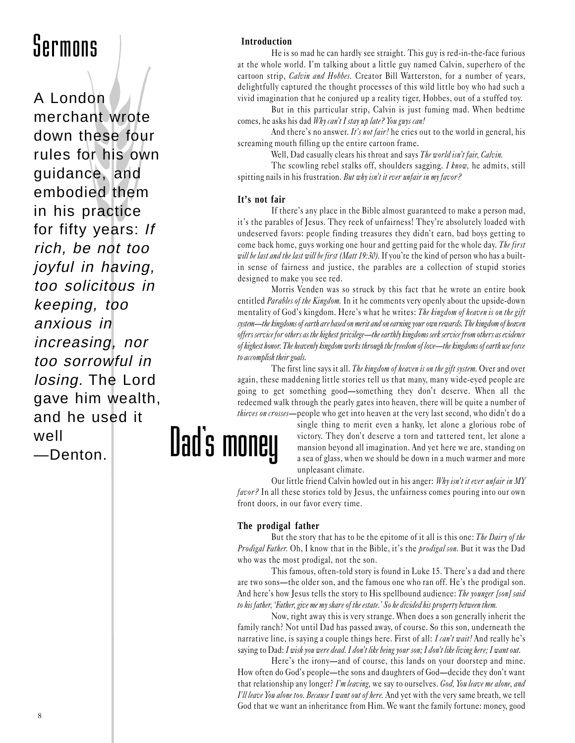# Sermons

A London merchant wrote down these four rules for his own guidance, and embodied them in his practice for fifty years: *If rich, be not too joyful in having, too solicitous in keeping, too anxious in increasing, nor too sorrowful in losing.* The Lord gave him wealth, and he used it well —Denton.

## Dad's money

**Introduction**

He is so mad he can hardly see straight. This guy is red-in-the-face furious at the whole world. I'm talking about a little guy named Calvin, superhero of the cartoon strip, *Calvin and Hobbes.* Creator Bill Watterston, for a number of years, delightfully captured the thought processes of this wild little boy who had such a vivid imagination that he conjured up a reality tiger, Hobbes, out of a stuffed toy.

But in this particular strip, Calvin is just fuming mad. When bedtime comes, he asks his dad *Why can't I stay up late? You guys can!*

And there's no answer. *It's not fair!* he cries out to the world in general, his screaming mouth filling up the entire cartoon frame.

Well, Dad casually clears his throat and says *The world isn't fair, Calvin.*

The scowling rebel stalks off, shoulders sagging. *I know,* he admits, still spitting nails in his frustration. *But why isn't it ever unfair in my favor?*

**It's not fair**

If there's any place in the Bible almost guaranteed to make a person mad, it's the parables of Jesus. They reek of unfairness! They're absolutely loaded with undeserved favors: people finding treasures they didn't earn, bad boys getting to come back home, guys working one hour and getting paid for the whole day. *The first will be last and the last will be first (Matt 19:30).* If you're the kind of person who has a built-in sense of fairness and justice, the parables are a collection of stupid stories designed to make you see red.

Morris Venden was so struck by this fact that he wrote an entire book entitled *Parables of the Kingdom.* In it he comments very openly about the upside-down mentality of God's kingdom. Here's what he writes: *The kingdom of heaven is on the gift system—the kingdoms of earth are based on merit and on earning your own rewards. The kingdom of heaven offers service for others as the highest privilege—the earthly kingdoms seek service from others as evidence of highest honor. The heavenly kingdom works through the freedom of love—the kingdoms of earth use force to accomplish their goals.*

The first line says it all. *The kingdom of heaven is on the gift system.* Over and over again, these maddening little stories tell us that many, many wide-eyed people are going to get something good—something they don't deserve. When all the redeemed walk through the pearly gates into heaven, there will be quite a number of *thieves on crosses*—people who get into heaven at the very last second, who didn't do a single thing to merit even a hanky, let alone a glorious robe of victory. They don't deserve a torn and tattered tent, let alone a mansion beyond all imagination. And yet here we are, standing on a sea of glass, when we should be down in a much warmer and more unpleasant climate.

Our little friend Calvin howled out in his anger: *Why isn't it ever unfair in MY favor?* In all these stories told by Jesus, the unfairness comes pouring into our own front doors, in our favor every time.

**The prodigal father**

But the story that has to be the epitome of it all is this one: *The Dairy of the Prodigal Father.* Oh, I know that in the Bible, it's the *prodigal son.* But it was the Dad who was the most prodigal, not the son.

This famous, often-told story is found in Luke 15. There's a dad and there are two sons—the older son, and the famous one who ran off. He's the prodigal son. And here's how Jesus tells the story to His spellbound audience: *The younger [son] said to his father, 'Father, give me my share of the estate.' So he divided his property between them.*

Now, right away this is very strange. When does a son generally inherit the family ranch? Not until Dad has passed away, of course. So this son, underneath the narrative line, is saying a couple things here. First of all: *I can't wait!* And really he's saying to Dad: *I wish you were dead. I don't like being your son; I don't like living here; I want out.*

Here's the irony—and of course, this lands on your doorstep and mine. How often do God's people—the sons and daughters of God—decide they don't want that relationship any longer? *I'm leaving,* we say to ourselves. *God, You leave me alone, and I'll leave You alone too. Because I want out of here.* And yet with the very same breath, we tell God that we want an inheritance from Him. We want the family fortune: money, good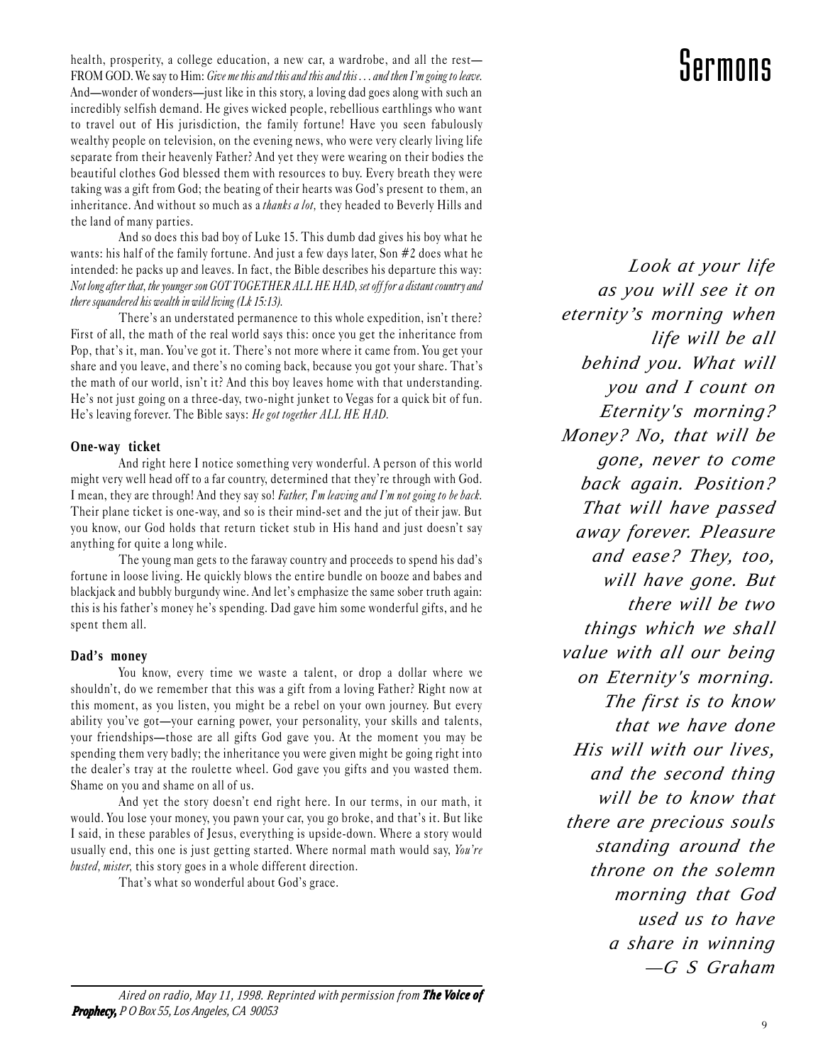health, prosperity, a college education, a new car, a wardrobe, and all the rest—FROM GOD. We say to Him: *Give me this and this and this and this . . . and then I'm going to leave.* And—wonder of wonders—just like in this story, a loving dad goes along with such an incredibly selfish demand. He gives wicked people, rebellious earthlings who want to travel out of His jurisdiction, the family fortune! Have you seen fabulously wealthy people on television, on the evening news, who were very clearly living life separate from their heavenly Father? And yet they were wearing on their bodies the beautiful clothes God blessed them with resources to buy. Every breath they were taking was a gift from God; the beating of their hearts was God's present to them, an inheritance. And without so much as a *thanks a lot,* they headed to Beverly Hills and the land of many parties.

And so does this bad boy of Luke 15. This dumb dad gives his boy what he wants: his half of the family fortune. And just a few days later, Son #2 does what he intended: he packs up and leaves. In fact, the Bible describes his departure this way: *Not long after that, the younger son GOT TOGETHER ALL HE HAD, set off for a distant country and there squandered his wealth in wild living (Lk 15:13).*

There's an understated permanence to this whole expedition, isn't there? First of all, the math of the real world says this: once you get the inheritance from Pop, that's it, man. You've got it. There's not more where it came from. You get your share and you leave, and there's no coming back, because you got your share. That's the math of our world, isn't it? And this boy leaves home with that understanding. He's not just going on a three-day, two-night junket to Vegas for a quick bit of fun. He's leaving forever. The Bible says: *He got together ALL HE HAD.*

### One-way ticket

And right here I notice something very wonderful. A person of this world might very well head off to a far country, determined that they're through with God. I mean, they are through! And they say so! *Father, I'm leaving and I'm not going to be back.* Their plane ticket is one-way, and so is their mind-set and the jut of their jaw. But you know, our God holds that return ticket stub in His hand and just doesn't say anything for quite a long while.

The young man gets to the faraway country and proceeds to spend his dad's fortune in loose living. He quickly blows the entire bundle on booze and babes and blackjack and bubbly burgundy wine. And let's emphasize the same sober truth again: this is his father's money he's spending. Dad gave him some wonderful gifts, and he spent them all.

### Dad's money

You know, every time we waste a talent, or drop a dollar where we shouldn't, do we remember that this was a gift from a loving Father? Right now at this moment, as you listen, you might be a rebel on your own journey. But every ability you've got—your earning power, your personality, your skills and talents, your friendships—those are all gifts God gave you. At the moment you may be spending them very badly; the inheritance you were given might be going right into the dealer's tray at the roulette wheel. God gave you gifts and you wasted them. Shame on you and shame on all of us.

And yet the story doesn't end right here. In our terms, in our math, it would. You lose your money, you pawn your car, you go broke, and that's it. But like I said, in these parables of Jesus, everything is upside-down. Where a story would usually end, this one is just getting started. Where normal math would say, *You're busted, mister,* this story goes in a whole different direction.

That's what so wonderful about God's grace.

*Aired on radio, May 11, 1998. Reprinted with permission from* ***The Voice of Prophecy,*** *P O Box 55, Los Angeles, CA 90053*

*Look at your life as you will see it on eternity's morning when life will be all behind you. What will you and I count on Eternity's morning? Money? No, that will be gone, never to come back again. Position? That will have passed away forever. Pleasure and ease? They, too, will have gone. But there will be two things which we shall value with all our being on Eternity's morning. The first is to know that we have done His will with our lives, and the second thing will be to know that there are precious souls standing around the throne on the solemn morning that God used us to have a share in winning*
*—G S Graham*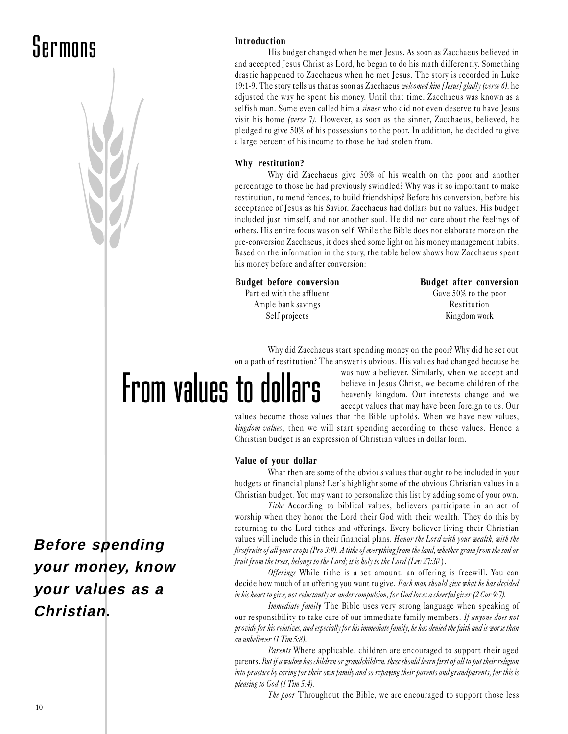# Sermons

# From values to dollars

***Before spending your money, know your values as a Christian.***

### Introduction

His budget changed when he met Jesus. As soon as Zacchaeus believed in and accepted Jesus Christ as Lord, he began to do his math differently. Something drastic happened to Zacchaeus when he met Jesus. The story is recorded in Luke 19:1-9. The story tells us that as soon as Zacchaeus *welcomed him [Jesus] gladly (verse 6),* he adjusted the way he spent his money. Until that time, Zacchaeus was known as a selfish man. Some even called him a *sinner* who did not even deserve to have Jesus visit his home *(verse 7).* However, as soon as the sinner, Zacchaeus, believed, he pledged to give 50% of his possessions to the poor. In addition, he decided to give a large percent of his income to those he had stolen from.

### Why restitution?

Why did Zacchaeus give 50% of his wealth on the poor and another percentage to those he had previously swindled? Why was it so important to make restitution, to mend fences, to build friendships? Before his conversion, before his acceptance of Jesus as his Savior, Zacchaeus had dollars but no values. His budget included just himself, and not another soul. He did not care about the feelings of others. His entire focus was on self. While the Bible does not elaborate more on the pre-conversion Zacchaeus, it does shed some light on his money management habits. Based on the information in the story, the table below shows how Zacchaeus spent his money before and after conversion:

| Budget before conversion | Budget after conversion |
|---|---|
| Partied with the affluent | Gave 50% to the poor |
| Ample bank savings | Restitution |
| Self projects | Kingdom work |

Why did Zacchaeus start spending money on the poor? Why did he set out on a path of restitution? The answer is obvious. His values had changed because he was now a believer. Similarly, when we accept and believe in Jesus Christ, we become children of the heavenly kingdom. Our interests change and we accept values that may have been foreign to us. Our values become those values that the Bible upholds. When we have new values, *kingdom values,* then we will start spending according to those values. Hence a Christian budget is an expression of Christian values in dollar form.

### Value of your dollar

What then are some of the obvious values that ought to be included in your budgets or financial plans? Let's highlight some of the obvious Christian values in a Christian budget. You may want to personalize this list by adding some of your own.

*Tithe* According to biblical values, believers participate in an act of worship when they honor the Lord their God with their wealth. They do this by returning to the Lord tithes and offerings. Every believer living their Christian values will include this in their financial plans. *Honor the Lord with your wealth, with the firstfruits of all your crops (Pro 3:9). A tithe of everything from the land, whether grain from the soil or fruit from the trees, belongs to the Lord; it is holy to the Lord (Lev 27:30* ).

*Offerings* While tithe is a set amount, an offering is freewill. You can decide how much of an offering you want to give. *Each man should give what he has decided in his heart to give, not reluctantly or under compulsion, for God loves a cheerful giver (2 Cor 9:7).*

*Immediate family* The Bible uses very strong language when speaking of our responsibility to take care of our immediate family members. *If anyone does not provide for his relatives, and especially for his immediate family, he has denied the faith and is worse than an unbeliever (1 Tim 5:8).*

*Parents* Where applicable, children are encouraged to support their aged parents. *But if a widow has children or grandchildren, these should learn first of all to put their religion into practice by caring for their own family and so repaying their parents and grandparents, for this is pleasing to God (1 Tim 5:4).*

*The poor* Throughout the Bible, we are encouraged to support those less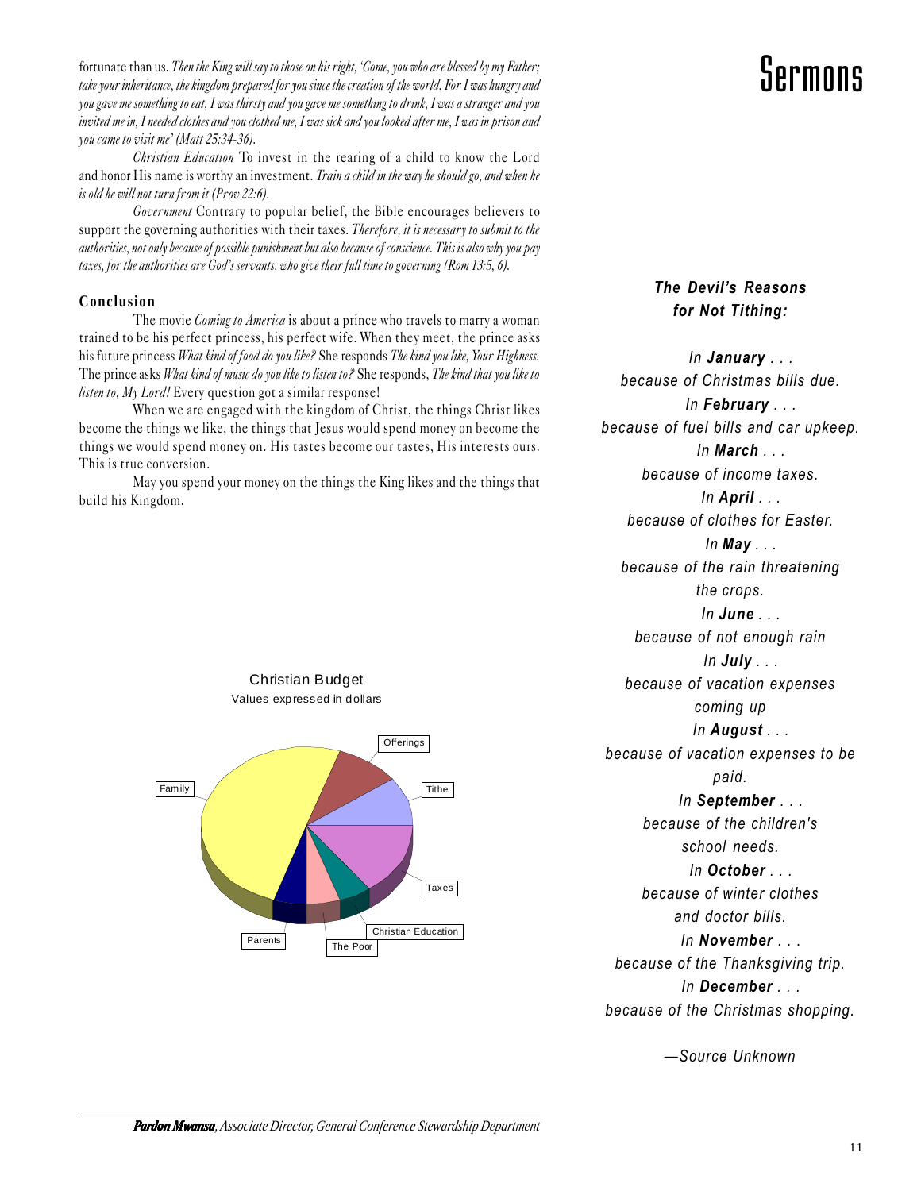fortunate than us. *Then the King will say to those on his right, 'Come, you who are blessed by my Father; take your inheritance, the kingdom prepared for you since the creation of the world. For I was hungry and you gave me something to eat, I was thirsty and you gave me something to drink, I was a stranger and you invited me in, I needed clothes and you clothed me, I was sick and you looked after me, I was in prison and you came to visit me' (Matt 25:34-36).*

*Christian Education* To invest in the rearing of a child to know the Lord and honor His name is worthy an investment. *Train a child in the way he should go, and when he is old he will not turn from it (Prov 22:6).*

*Government* Contrary to popular belief, the Bible encourages believers to support the governing authorities with their taxes. *Therefore, it is necessary to submit to the authorities, not only because of possible punishment but also because of conscience. This is also why you pay taxes, for the authorities are God's servants, who give their full time to governing (Rom 13:5, 6).*

## Conclusion

The movie *Coming to America* is about a prince who travels to marry a woman trained to be his perfect princess, his perfect wife. When they meet, the prince asks his future princess *What kind of food do you like?* She responds *The kind you like, Your Highness.* The prince asks *What kind of music do you like to listen to?* She responds, *The kind that you like to listen to, My Lord!* Every question got a similar response!

When we are engaged with the kingdom of Christ, the things Christ likes become the things we like, the things that Jesus would spend money on become the things we would spend money on. His tastes become our tastes, His interests ours. This is true conversion.

May you spend your money on the things the King likes and the things that build his Kingdom.

Christian Budget
Values expressed in dollars

Family, Offerings, Tithe, Taxes, Christian Education, The Poor, Parents

***Pardon Mwansa**, Associate Director, General Conference Stewardship Department*

# Sermons

***The Devil's Reasons for Not Tithing:***

*In **January** . . .*
*because of Christmas bills due.*
*In **February** . . .*
*because of fuel bills and car upkeep.*
*In **March** . . .*
*because of income taxes.*
*In **April** . . .*
*because of clothes for Easter.*
*In **May** . . .*
*because of the rain threatening the crops.*
*In **June** . . .*
*because of not enough rain*
*In **July** . . .*
*because of vacation expenses coming up*
*In **August** . . .*
*because of vacation expenses to be paid.*
*In **September** . . .*
*because of the children's school needs.*
*In **October** . . .*
*because of winter clothes and doctor bills.*
*In **November** . . .*
*because of the Thanksgiving trip.*
*In **December** . . .*
*because of the Christmas shopping.*

*—Source Unknown*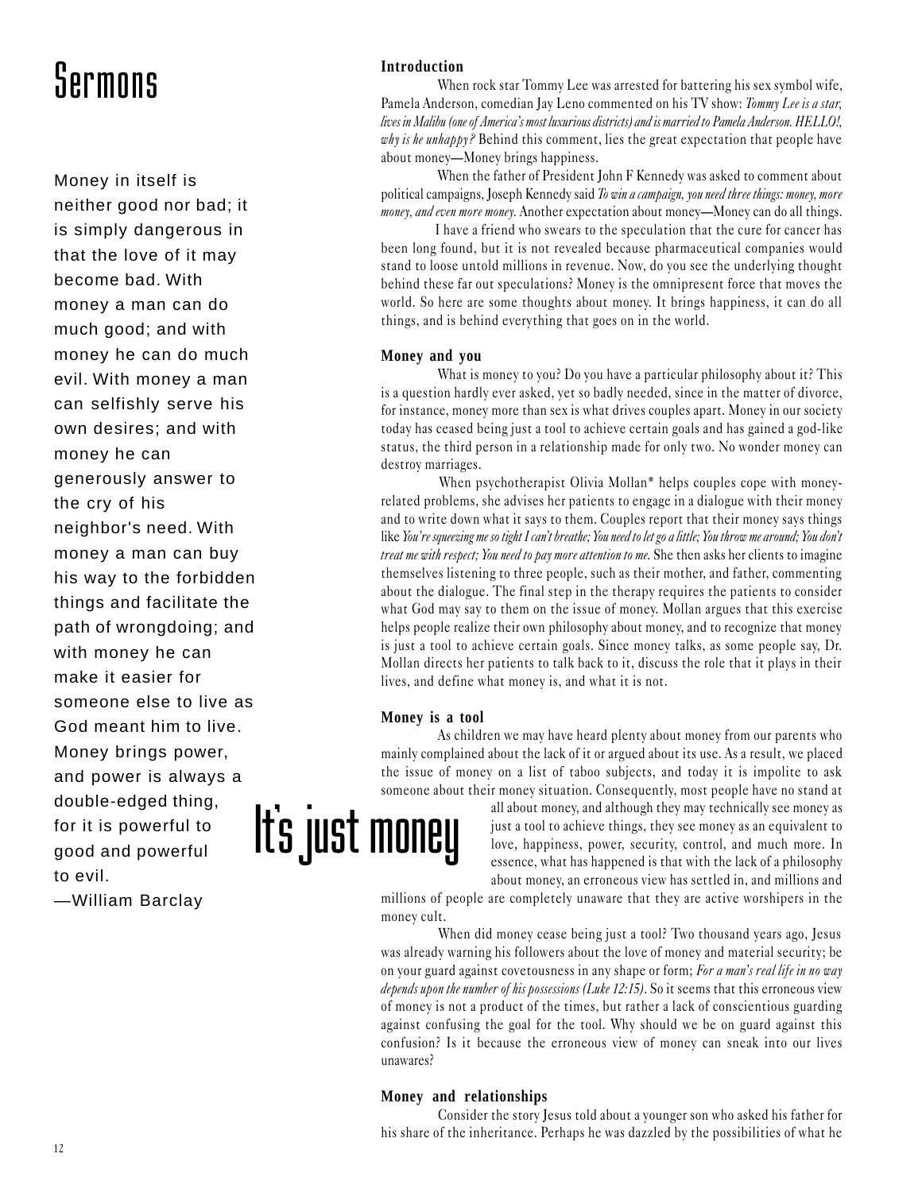# Sermons

Money in itself is neither good nor bad; it is simply dangerous in that the love of it may become bad. With money a man can do much good; and with money he can do much evil. With money a man can selfishly serve his own desires; and with money he can generously answer to the cry of his neighbor's need. With money a man can buy his way to the forbidden things and facilitate the path of wrongdoing; and with money he can make it easier for someone else to live as God meant him to live. Money brings power, and power is always a double-edged thing, for it is powerful to good and powerful to evil.

—William Barclay

## It's just money

**Introduction**

When rock star Tommy Lee was arrested for battering his sex symbol wife, Pamela Anderson, comedian Jay Leno commented on his TV show: *Tommy Lee is a star, lives in Malibu (one of America's most luxurious districts) and is married to Pamela Anderson. HELLO!, why is he unhappy?* Behind this comment, lies the great expectation that people have about money—Money brings happiness.

When the father of President John F Kennedy was asked to comment about political campaigns, Joseph Kennedy said *To win a campaign, you need three things: money, more money, and even more money.* Another expectation about money—Money can do all things.

I have a friend who swears to the speculation that the cure for cancer has been long found, but it is not revealed because pharmaceutical companies would stand to loose untold millions in revenue. Now, do you see the underlying thought behind these far out speculations? Money is the omnipresent force that moves the world. So here are some thoughts about money. It brings happiness, it can do all things, and is behind everything that goes on in the world.

**Money and you**

What is money to you? Do you have a particular philosophy about it? This is a question hardly ever asked, yet so badly needed, since in the matter of divorce, for instance, money more than sex is what drives couples apart. Money in our society today has ceased being just a tool to achieve certain goals and has gained a god-like status, the third person in a relationship made for only two. No wonder money can destroy marriages.

When psychotherapist Olivia Mollan* helps couples cope with money-related problems, she advises her patients to engage in a dialogue with their money and to write down what it says to them. Couples report that their money says things like *You're squeezing me so tight I can't breathe; You need to let go a little; You throw me around; You don't treat me with respect; You need to pay more attention to me.* She then asks her clients to imagine themselves listening to three people, such as their mother, and father, commenting about the dialogue. The final step in the therapy requires the patients to consider what God may say to them on the issue of money. Mollan argues that this exercise helps people realize their own philosophy about money, and to recognize that money is just a tool to achieve certain goals. Since money talks, as some people say, Dr. Mollan directs her patients to talk back to it, discuss the role that it plays in their lives, and define what money is, and what it is not.

**Money is a tool**

As children we may have heard plenty about money from our parents who mainly complained about the lack of it or argued about its use. As a result, we placed the issue of money on a list of taboo subjects, and today it is impolite to ask someone about their money situation. Consequently, most people have no stand at all about money, and although they may technically see money as just a tool to achieve things, they see money as an equivalent to love, happiness, power, security, control, and much more. In essence, what has happened is that with the lack of a philosophy about money, an erroneous view has settled in, and millions and millions of people are completely unaware that they are active worshipers in the money cult.

When did money cease being just a tool? Two thousand years ago, Jesus was already warning his followers about the love of money and material security; be on your guard against covetousness in any shape or form; *For a man's real life in no way depends upon the number of his possessions (Luke 12:15).* So it seems that this erroneous view of money is not a product of the times, but rather a lack of conscientious guarding against confusing the goal for the tool. Why should we be on guard against this confusion? Is it because the erroneous view of money can sneak into our lives unawares?

**Money and relationships**

Consider the story Jesus told about a younger son who asked his father for his share of the inheritance. Perhaps he was dazzled by the possibilities of what he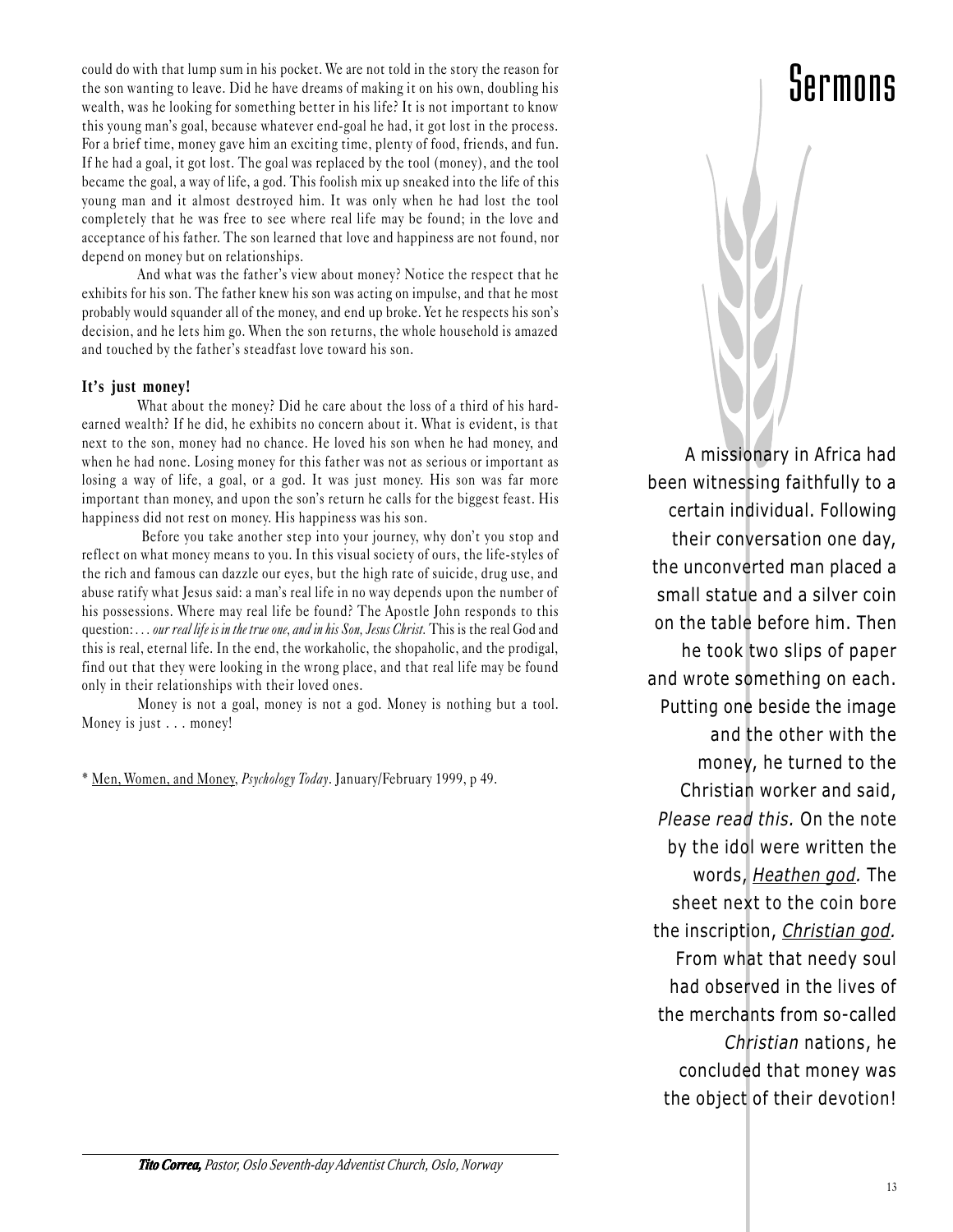could do with that lump sum in his pocket. We are not told in the story the reason for the son wanting to leave. Did he have dreams of making it on his own, doubling his wealth, was he looking for something better in his life? It is not important to know this young man's goal, because whatever end-goal he had, it got lost in the process. For a brief time, money gave him an exciting time, plenty of food, friends, and fun. If he had a goal, it got lost. The goal was replaced by the tool (money), and the tool became the goal, a way of life, a god. This foolish mix up sneaked into the life of this young man and it almost destroyed him. It was only when he had lost the tool completely that he was free to see where real life may be found; in the love and acceptance of his father. The son learned that love and happiness are not found, nor depend on money but on relationships.

And what was the father's view about money? Notice the respect that he exhibits for his son. The father knew his son was acting on impulse, and that he most probably would squander all of the money, and end up broke. Yet he respects his son's decision, and he lets him go. When the son returns, the whole household is amazed and touched by the father's steadfast love toward his son.

**It's just money!**

What about the money? Did he care about the loss of a third of his hard-earned wealth? If he did, he exhibits no concern about it. What is evident, is that next to the son, money had no chance. He loved his son when he had money, and when he had none. Losing money for this father was not as serious or important as losing a way of life, a goal, or a god. It was just money. His son was far more important than money, and upon the son's return he calls for the biggest feast. His happiness did not rest on money. His happiness was his son.

Before you take another step into your journey, why don't you stop and reflect on what money means to you. In this visual society of ours, the life-styles of the rich and famous can dazzle our eyes, but the high rate of suicide, drug use, and abuse ratify what Jesus said: a man's real life in no way depends upon the number of his possessions. Where may real life be found? The Apostle John responds to this question: *. . . our real life is in the true one, and in his Son, Jesus Christ.* This is the real God and this is real, eternal life. In the end, the workaholic, the shopaholic, and the prodigal, find out that they were looking in the wrong place, and that real life may be found only in their relationships with their loved ones.

Money is not a goal, money is not a god. Money is nothing but a tool. Money is just . . . money!

\* Men, Women, and Money, *Psychology Today*. January/February 1999, p 49.

***Tito Correa,*** *Pastor, Oslo Seventh-day Adventist Church, Oslo, Norway*

# Sermons

A missionary in Africa had been witnessing faithfully to a certain individual. Following their conversation one day, the unconverted man placed a small statue and a silver coin on the table before him. Then he took two slips of paper and wrote something on each. Putting one beside the image and the other with the money, he turned to the Christian worker and said, *Please read this.* On the note by the idol were written the words, *Heathen god.* The sheet next to the coin bore the inscription, *Christian god.* From what that needy soul had observed in the lives of the merchants from so-called *Christian* nations, he concluded that money was the object of their devotion!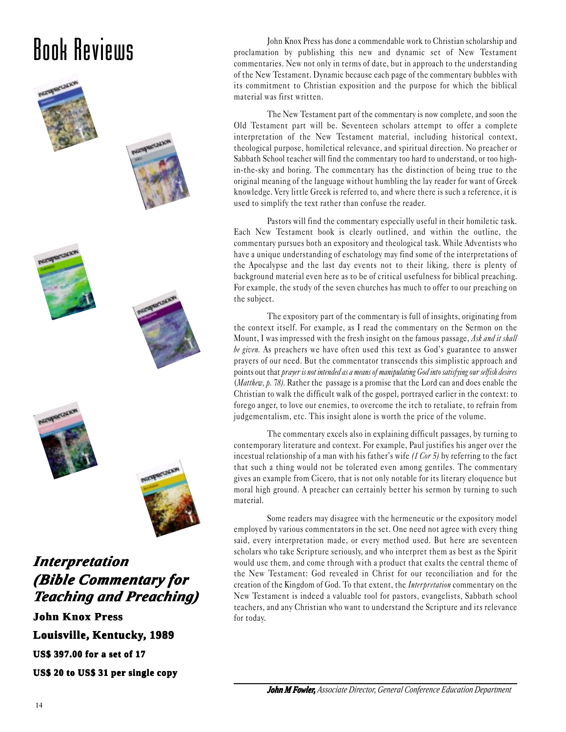# Book Reviews

## *Interpretation (Bible Commentary for Teaching and Preaching)*

**John Knox Press**

**Louisville, Kentucky, 1989**

**US$ 397.00 for a set of 17**

**US$ 20 to US$ 31 per single copy**

John Knox Press has done a commendable work to Christian scholarship and proclamation by publishing this new and dynamic set of New Testament commentaries. New not only in terms of date, but in approach to the understanding of the New Testament. Dynamic because each page of the commentary bubbles with its commitment to Christian exposition and the purpose for which the biblical material was first written.

The New Testament part of the commentary is now complete, and soon the Old Testament part will be. Seventeen scholars attempt to offer a complete interpretation of the New Testament material, including historical context, theological purpose, homiletical relevance, and spiritual direction. No preacher or Sabbath School teacher will find the commentary too hard to understand, or too high-in-the-sky and boring. The commentary has the distinction of being true to the original meaning of the language without humbling the lay reader for want of Greek knowledge. Very little Greek is referred to, and where there is such a reference, it is used to simplify the text rather than confuse the reader.

Pastors will find the commentary especially useful in their homiletic task. Each New Testament book is clearly outlined, and within the outline, the commentary pursues both an expository and theological task. While Adventists who have a unique understanding of eschatology may find some of the interpretations of the Apocalypse and the last day events not to their liking, there is plenty of background material even here as to be of critical usefulness for biblical preaching. For example, the study of the seven churches has much to offer to our preaching on the subject.

The expository part of the commentary is full of insights, originating from the context itself. For example, as I read the commentary on the Sermon on the Mount, I was impressed with the fresh insight on the famous passage, *Ask and it shall be given*. As preachers we have often used this text as God's guarantee to answer prayers of our need. But the commentator transcends this simplistic approach and points out that *prayer is not intended as a means of manipulating God into satisfying our selfish desires (Matthew, p. 78).* Rather the passage is a promise that the Lord can and does enable the Christian to walk the difficult walk of the gospel, portrayed earlier in the context: to forego anger, to love our enemies, to overcome the itch to retaliate, to refrain from judgementalism, etc. This insight alone is worth the price of the volume.

The commentary excels also in explaining difficult passages, by turning to contemporary literature and context. For example, Paul justifies his anger over the incestual relationship of a man with his father's wife *(1 Cor 5)* by referring to the fact that such a thing would not be tolerated even among gentiles. The commentary gives an example from Cicero, that is not only notable for its literary eloquence but moral high ground. A preacher can certainly better his sermon by turning to such material.

Some readers may disagree with the hermeneutic or the expository model employed by various commentators in the set. One need not agree with every thing said, every interpretation made, or every method used. But here are seventeen scholars who take Scripture seriously, and who interpret them as best as the Spirit would use them, and come through with a product that exalts the central theme of the New Testament: God revealed in Christ for our reconciliation and for the creation of the Kingdom of God. To that extent, the *Interpretation* commentary on the New Testament is indeed a valuable tool for pastors, evangelists, Sabbath school teachers, and any Christian who want to understand the Scripture and its relevance for today.

***John M Fowler,*** *Associate Director, General Conference Education Department*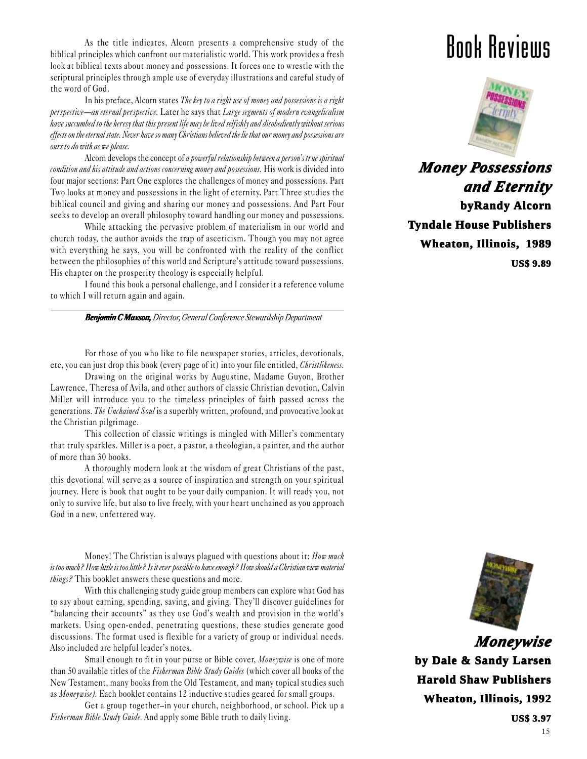# Book Reviews

## *Money Possessions and Eternity*

**byRandy Alcorn**

**Tyndale House Publishers**

**Wheaton, Illinois, 1989**

**US$ 9.89**

As the title indicates, Alcorn presents a comprehensive study of the biblical principles which confront our materialistic world. This work provides a fresh look at biblical texts about money and possessions. It forces one to wrestle with the scriptural principles through ample use of everyday illustrations and careful study of the word of God.

In his preface, Alcorn states *The key to a right use of money and possessions is a right perspective—an eternal perspective.* Later he says that *Large segments of modern evangelicalism have succumbed to the heresy that this present life may be lived selfishly and disobediently without serious effects on the eternal state. Never have so many Christians believed the lie that our money and possessions are ours to do with as we please.*

Alcorn develops the concept of *a powerful relationship between a person's true spiritual condition and his attitude and actions concerning money and possessions.* His work is divided into four major sections: Part One explores the challenges of money and possessions. Part Two looks at money and possessions in the light of eternity. Part Three studies the biblical council and giving and sharing our money and possessions. And Part Four seeks to develop an overall philosophy toward handling our money and possessions.

While attacking the pervasive problem of materialism in our world and church today, the author avoids the trap of asceticism. Though you may not agree with everything he says, you will be confronted with the reality of the conflict between the philosophies of this world and Scripture's attitude toward possessions. His chapter on the prosperity theology is especially helpful.

I found this book a personal challenge, and I consider it a reference volume to which I will return again and again.

***Benjamin C Maxson,*** *Director, General Conference Stewardship Department*

For those of you who like to file newspaper stories, articles, devotionals, etc, you can just drop this book (every page of it) into your file entitled, *Christlikeness.*

Drawing on the original works by Augustine, Madame Guyon, Brother Lawrence, Theresa of Avila, and other authors of classic Christian devotion, Calvin Miller will introduce you to the timeless principles of faith passed across the generations. *The Unchained Soul* is a superbly written, profound, and provocative look at the Christian pilgrimage.

This collection of classic writings is mingled with Miller's commentary that truly sparkles. Miller is a poet, a pastor, a theologian, a painter, and the author of more than 30 books.

A thoroughly modern look at the wisdom of great Christians of the past, this devotional will serve as a source of inspiration and strength on your spiritual journey. Here is book that ought to be your daily companion. It will ready you, not only to survive life, but also to live freely, with your heart unchained as you approach God in a new, unfettered way.

## *Moneywise*

**by Dale & Sandy Larsen**

**Harold Shaw Publishers**

**Wheaton, Illinois, 1992**

**US$ 3.97**

Money! The Christian is always plagued with questions about it: *How much is too much? How little is too little? Is it ever possible to have enough? How should a Christian view material things?* This booklet answers these questions and more.

With this challenging study guide group members can explore what God has to say about earning, spending, saving, and giving. They'll discover guidelines for "balancing their accounts" as they use God's wealth and provision in the world's markets. Using open-ended, penetrating questions, these studies generate good discussions. The format used is flexible for a variety of group or individual needs. Also included are helpful leader's notes.

Small enough to fit in your purse or Bible cover, *Moneywise* is one of more than 50 available titles of the *Fisherman Bible Study Guides* (which cover all books of the New Testament, many books from the Old Testament, and many topical studies such as *Moneywise).* Each booklet contains 12 inductive studies geared for small groups.

Get a group together–in your church, neighborhood, or school. Pick up a *Fisherman Bible Study Guide.* And apply some Bible truth to daily living.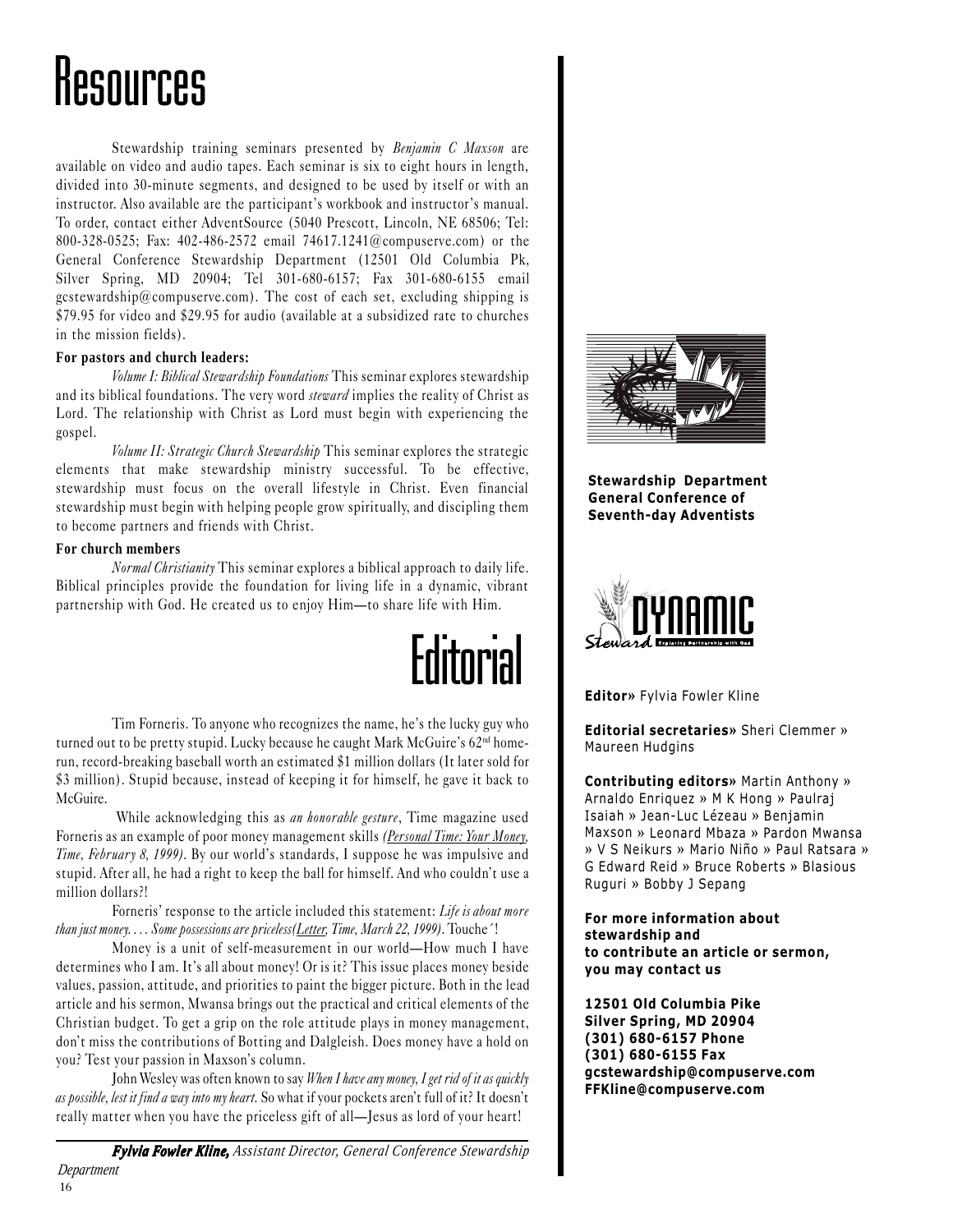# Resources

Stewardship training seminars presented by *Benjamin C Maxson* are available on video and audio tapes. Each seminar is six to eight hours in length, divided into 30-minute segments, and designed to be used by itself or with an instructor. Also available are the participant's workbook and instructor's manual. To order, contact either AdventSource (5040 Prescott, Lincoln, NE 68506; Tel: 800-328-0525; Fax: 402-486-2572 email 74617.1241@compuserve.com) or the General Conference Stewardship Department (12501 Old Columbia Pk, Silver Spring, MD 20904; Tel 301-680-6157; Fax 301-680-6155 email gcstewardship@compuserve.com). The cost of each set, excluding shipping is $79.95 for video and $29.95 for audio (available at a subsidized rate to churches in the mission fields).

**For pastors and church leaders:**

*Volume I: Biblical Stewardship Foundations* This seminar explores stewardship and its biblical foundations. The very word *steward* implies the reality of Christ as Lord. The relationship with Christ as Lord must begin with experiencing the gospel.

*Volume II: Strategic Church Stewardship* This seminar explores the strategic elements that make stewardship ministry successful. To be effective, stewardship must focus on the overall lifestyle in Christ. Even financial stewardship must begin with helping people grow spiritually, and discipling them to become partners and friends with Christ.

**For church members**

*Normal Christianity* This seminar explores a biblical approach to daily life. Biblical principles provide the foundation for living life in a dynamic, vibrant partnership with God. He created us to enjoy Him—to share life with Him.

# Editorial

Tim Forneris. To anyone who recognizes the name, he's the lucky guy who turned out to be pretty stupid. Lucky because he caught Mark McGuire's 62nd home-run, record-breaking baseball worth an estimated $1 million dollars (It later sold for $3 million). Stupid because, instead of keeping it for himself, he gave it back to McGuire.

While acknowledging this as *an honorable gesture*, Time magazine used Forneris as an example of poor money management skills *(Personal Time: Your Money, Time, February 8, 1999)*. By our world's standards, I suppose he was impulsive and stupid. After all, he had a right to keep the ball for himself. And who couldn't use a million dollars?!

Forneris' response to the article included this statement: *Life is about more than just money. . . . Some possessions are priceless(Letter, Time, March 22, 1999)*. Touche´!

Money is a unit of self-measurement in our world—How much I have determines who I am. It's all about money! Or is it? This issue places money beside values, passion, attitude, and priorities to paint the bigger picture. Both in the lead article and his sermon, Mwansa brings out the practical and critical elements of the Christian budget. To get a grip on the role attitude plays in money management, don't miss the contributions of Botting and Dalgleish. Does money have a hold on you? Test your passion in Maxson's column.

John Wesley was often known to say *When I have any money, I get rid of it as quickly as possible, lest it find a way into my heart.* So what if your pockets aren't full of it? It doesn't really matter when you have the priceless gift of all—Jesus as lord of your heart!

***Fylvia Fowler Kline,*** *Assistant Director, General Conference Stewardship Department*

**Stewardship Department**
**General Conference of**
**Seventh-day Adventists**

Steward DYNAMIC Exploring Partnership with God

**Editor»** Fylvia Fowler Kline

**Editorial secretaries»** Sheri Clemmer » Maureen Hudgins

**Contributing editors»** Martin Anthony » Arnaldo Enriquez » M K Hong » Paulraj Isaiah » Jean-Luc Lézeau » Benjamin Maxson » Leonard Mbaza » Pardon Mwansa » V S Neikurs » Mario Niño » Paul Ratsara » G Edward Reid » Bruce Roberts » Blasious Ruguri » Bobby J Sepang

**For more information about stewardship and to contribute an article or sermon, you may contact us**

**12501 Old Columbia Pike**
**Silver Spring, MD 20904**
**(301) 680-6157 Phone**
**(301) 680-6155 Fax**
**gcstewardship@compuserve.com**
**FFKline@compuserve.com**